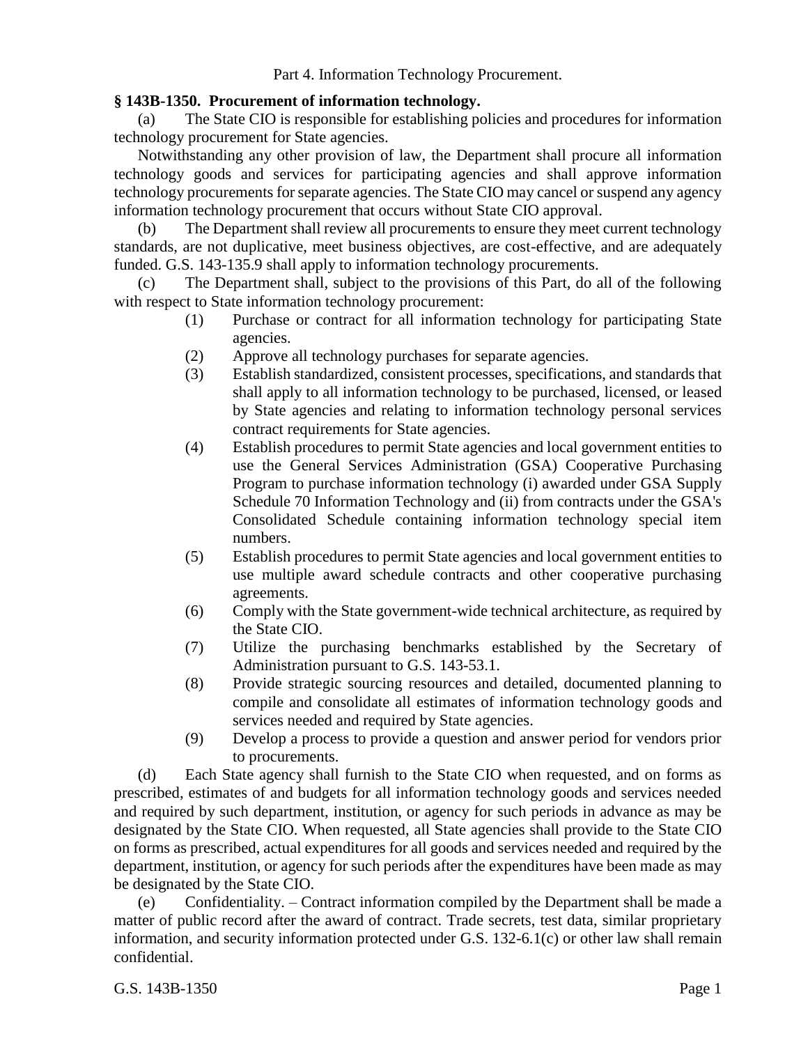Part 4. Information Technology Procurement.

**§ 143B-1350. Procurement of information technology.**

(a) The State CIO is responsible for establishing policies and procedures for information technology procurement for State agencies.

Notwithstanding any other provision of law, the Department shall procure all information technology goods and services for participating agencies and shall approve information technology procurements for separate agencies. The State CIO may cancel or suspend any agency information technology procurement that occurs without State CIO approval.

(b) The Department shall review all procurements to ensure they meet current technology standards, are not duplicative, meet business objectives, are cost-effective, and are adequately funded. G.S. 143-135.9 shall apply to information technology procurements.

(c) The Department shall, subject to the provisions of this Part, do all of the following with respect to State information technology procurement:

(1) Purchase or contract for all information technology for participating State agencies.

(2) Approve all technology purchases for separate agencies.

(3) Establish standardized, consistent processes, specifications, and standards that shall apply to all information technology to be purchased, licensed, or leased by State agencies and relating to information technology personal services contract requirements for State agencies.

(4) Establish procedures to permit State agencies and local government entities to use the General Services Administration (GSA) Cooperative Purchasing Program to purchase information technology (i) awarded under GSA Supply Schedule 70 Information Technology and (ii) from contracts under the GSA's Consolidated Schedule containing information technology special item numbers.

(5) Establish procedures to permit State agencies and local government entities to use multiple award schedule contracts and other cooperative purchasing agreements.

(6) Comply with the State government-wide technical architecture, as required by the State CIO.

(7) Utilize the purchasing benchmarks established by the Secretary of Administration pursuant to G.S. 143-53.1.

(8) Provide strategic sourcing resources and detailed, documented planning to compile and consolidate all estimates of information technology goods and services needed and required by State agencies.

(9) Develop a process to provide a question and answer period for vendors prior to procurements.

(d) Each State agency shall furnish to the State CIO when requested, and on forms as prescribed, estimates of and budgets for all information technology goods and services needed and required by such department, institution, or agency for such periods in advance as may be designated by the State CIO. When requested, all State agencies shall provide to the State CIO on forms as prescribed, actual expenditures for all goods and services needed and required by the department, institution, or agency for such periods after the expenditures have been made as may be designated by the State CIO.

(e) Confidentiality. – Contract information compiled by the Department shall be made a matter of public record after the award of contract. Trade secrets, test data, similar proprietary information, and security information protected under G.S. 132-6.1(c) or other law shall remain confidential.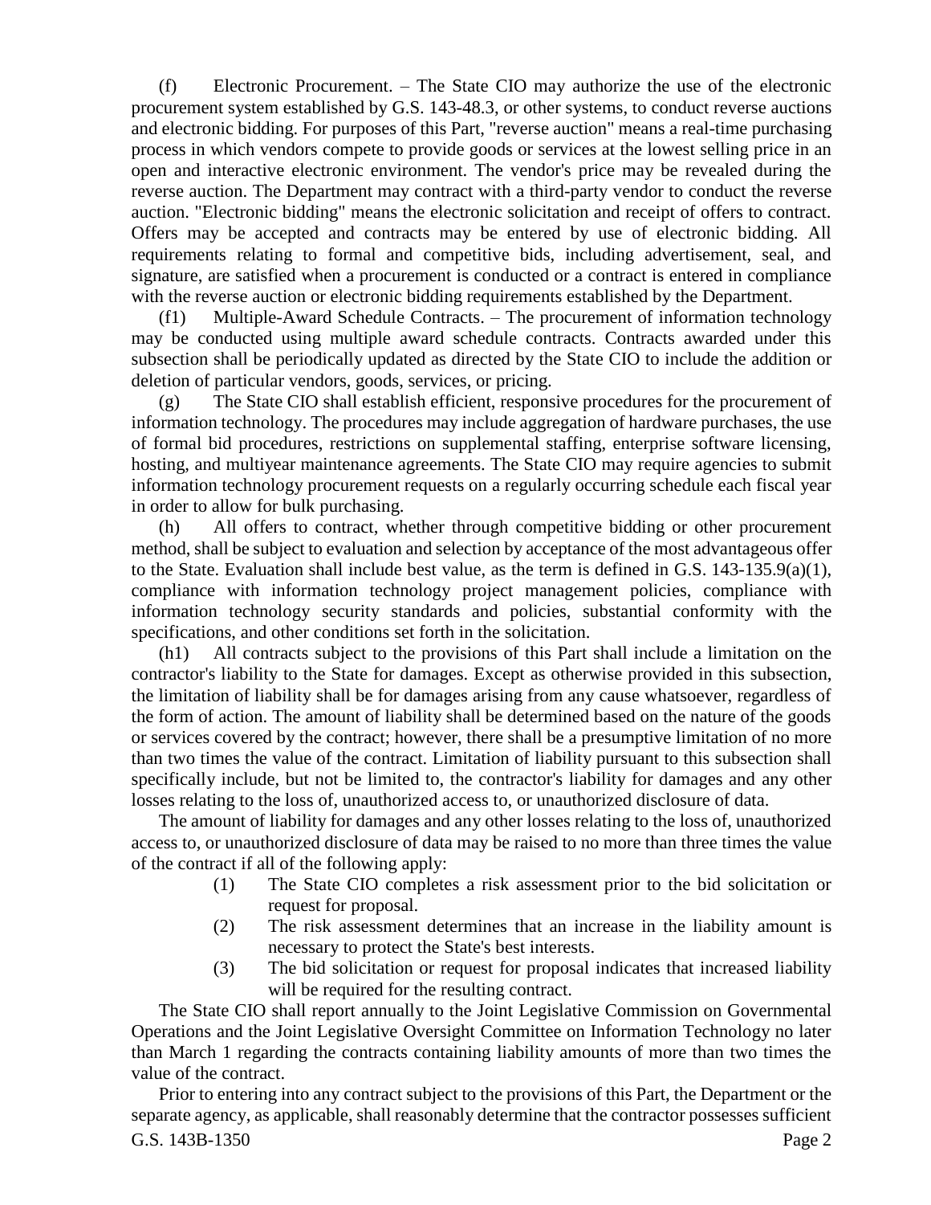(f) Electronic Procurement. – The State CIO may authorize the use of the electronic procurement system established by G.S. 143-48.3, or other systems, to conduct reverse auctions and electronic bidding. For purposes of this Part, "reverse auction" means a real-time purchasing process in which vendors compete to provide goods or services at the lowest selling price in an open and interactive electronic environment. The vendor's price may be revealed during the reverse auction. The Department may contract with a third-party vendor to conduct the reverse auction. "Electronic bidding" means the electronic solicitation and receipt of offers to contract. Offers may be accepted and contracts may be entered by use of electronic bidding. All requirements relating to formal and competitive bids, including advertisement, seal, and signature, are satisfied when a procurement is conducted or a contract is entered in compliance with the reverse auction or electronic bidding requirements established by the Department.

(f1) Multiple-Award Schedule Contracts. – The procurement of information technology may be conducted using multiple award schedule contracts. Contracts awarded under this subsection shall be periodically updated as directed by the State CIO to include the addition or deletion of particular vendors, goods, services, or pricing.

(g) The State CIO shall establish efficient, responsive procedures for the procurement of information technology. The procedures may include aggregation of hardware purchases, the use of formal bid procedures, restrictions on supplemental staffing, enterprise software licensing, hosting, and multiyear maintenance agreements. The State CIO may require agencies to submit information technology procurement requests on a regularly occurring schedule each fiscal year in order to allow for bulk purchasing.

(h) All offers to contract, whether through competitive bidding or other procurement method, shall be subject to evaluation and selection by acceptance of the most advantageous offer to the State. Evaluation shall include best value, as the term is defined in G.S. 143-135.9(a)(1), compliance with information technology project management policies, compliance with information technology security standards and policies, substantial conformity with the specifications, and other conditions set forth in the solicitation.

(h1) All contracts subject to the provisions of this Part shall include a limitation on the contractor's liability to the State for damages. Except as otherwise provided in this subsection, the limitation of liability shall be for damages arising from any cause whatsoever, regardless of the form of action. The amount of liability shall be determined based on the nature of the goods or services covered by the contract; however, there shall be a presumptive limitation of no more than two times the value of the contract. Limitation of liability pursuant to this subsection shall specifically include, but not be limited to, the contractor's liability for damages and any other losses relating to the loss of, unauthorized access to, or unauthorized disclosure of data.

The amount of liability for damages and any other losses relating to the loss of, unauthorized access to, or unauthorized disclosure of data may be raised to no more than three times the value of the contract if all of the following apply:

(1) The State CIO completes a risk assessment prior to the bid solicitation or request for proposal.
(2) The risk assessment determines that an increase in the liability amount is necessary to protect the State's best interests.
(3) The bid solicitation or request for proposal indicates that increased liability will be required for the resulting contract.

The State CIO shall report annually to the Joint Legislative Commission on Governmental Operations and the Joint Legislative Oversight Committee on Information Technology no later than March 1 regarding the contracts containing liability amounts of more than two times the value of the contract.

Prior to entering into any contract subject to the provisions of this Part, the Department or the separate agency, as applicable, shall reasonably determine that the contractor possesses sufficient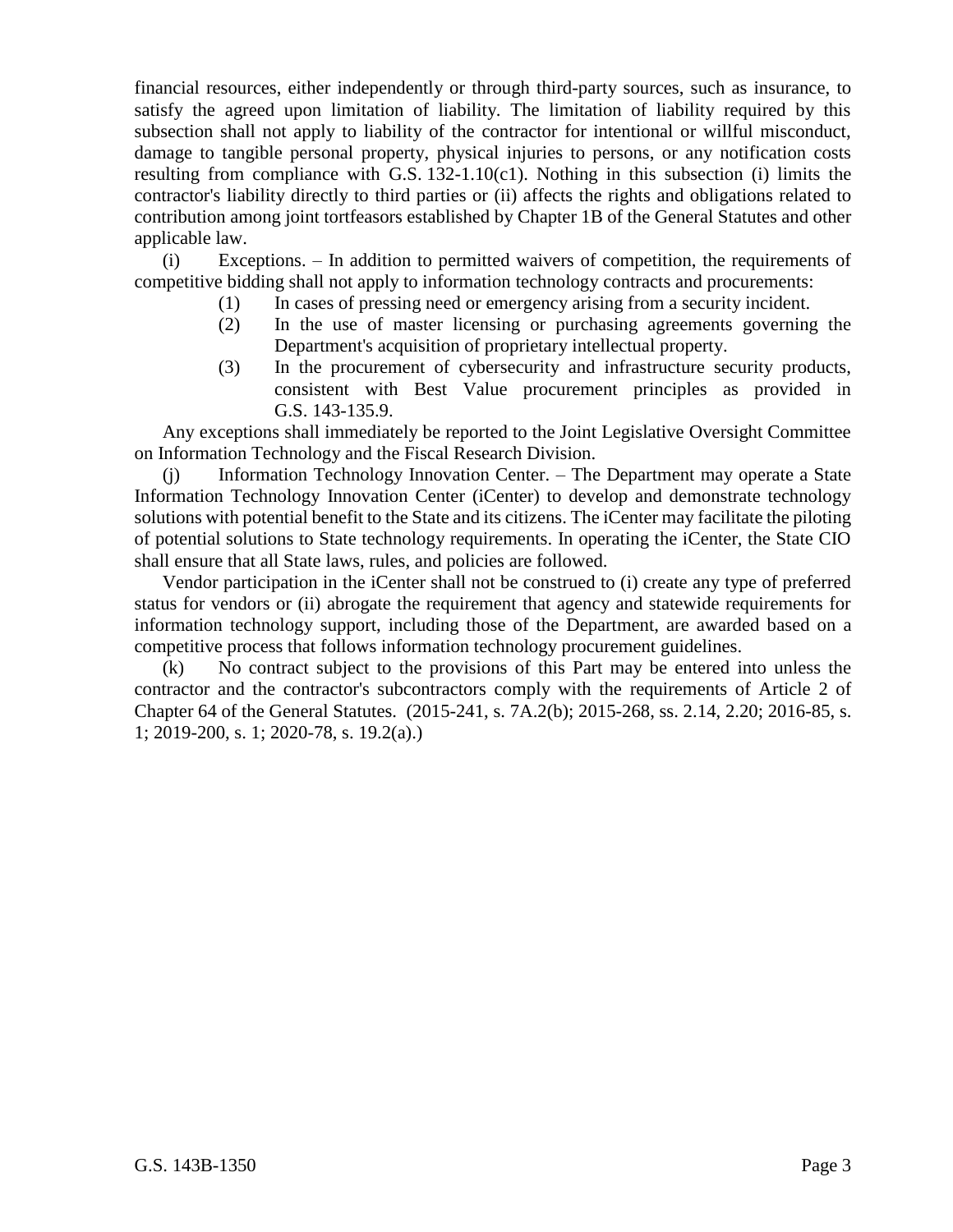financial resources, either independently or through third-party sources, such as insurance, to satisfy the agreed upon limitation of liability. The limitation of liability required by this subsection shall not apply to liability of the contractor for intentional or willful misconduct, damage to tangible personal property, physical injuries to persons, or any notification costs resulting from compliance with G.S. 132-1.10(c1). Nothing in this subsection (i) limits the contractor's liability directly to third parties or (ii) affects the rights and obligations related to contribution among joint tortfeasors established by Chapter 1B of the General Statutes and other applicable law.

(i) Exceptions. – In addition to permitted waivers of competition, the requirements of competitive bidding shall not apply to information technology contracts and procurements:

(1) In cases of pressing need or emergency arising from a security incident.

(2) In the use of master licensing or purchasing agreements governing the Department's acquisition of proprietary intellectual property.

(3) In the procurement of cybersecurity and infrastructure security products, consistent with Best Value procurement principles as provided in G.S. 143-135.9.

Any exceptions shall immediately be reported to the Joint Legislative Oversight Committee on Information Technology and the Fiscal Research Division.

(j) Information Technology Innovation Center. – The Department may operate a State Information Technology Innovation Center (iCenter) to develop and demonstrate technology solutions with potential benefit to the State and its citizens. The iCenter may facilitate the piloting of potential solutions to State technology requirements. In operating the iCenter, the State CIO shall ensure that all State laws, rules, and policies are followed.

Vendor participation in the iCenter shall not be construed to (i) create any type of preferred status for vendors or (ii) abrogate the requirement that agency and statewide requirements for information technology support, including those of the Department, are awarded based on a competitive process that follows information technology procurement guidelines.

(k) No contract subject to the provisions of this Part may be entered into unless the contractor and the contractor's subcontractors comply with the requirements of Article 2 of Chapter 64 of the General Statutes. (2015-241, s. 7A.2(b); 2015-268, ss. 2.14, 2.20; 2016-85, s. 1; 2019-200, s. 1; 2020-78, s. 19.2(a).)